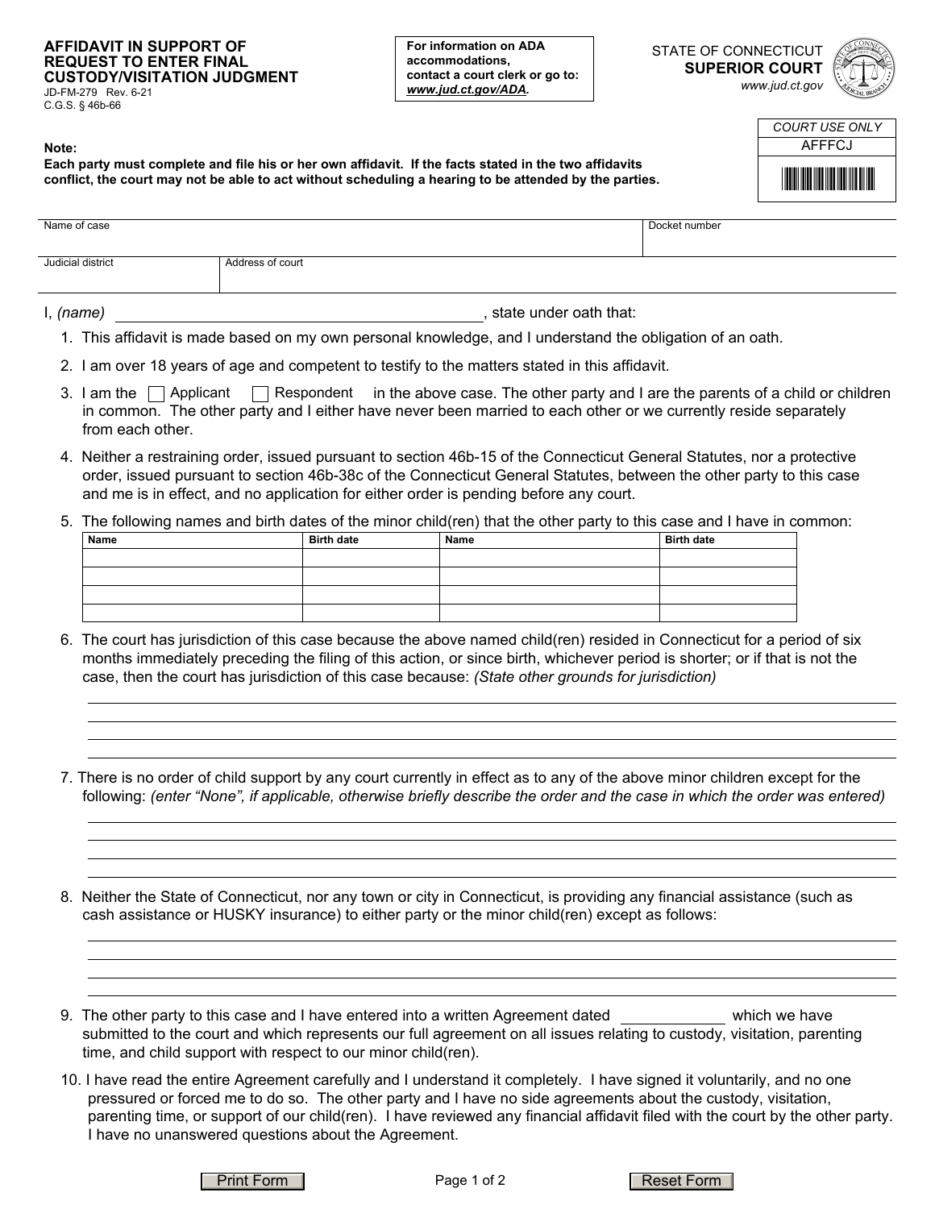# AFFIDAVIT IN SUPPORT OF REQUEST TO ENTER FINAL CUSTODY/VISITATION JUDGMENT

JD-FM-279 Rev. 6-21
C.G.S. § 46b-66

For information on ADA accommodations, contact a court clerk or go to: ***www.jud.ct.gov/ADA***.

STATE OF CONNECTICUT
**SUPERIOR COURT**
*www.jud.ct.gov*

| COURT USE ONLY |
|---|
| AFFFCJ |

**Note:**
**Each party must complete and file his or her own affidavit. If the facts stated in the two affidavits conflict, the court may not be able to act without scheduling a hearing to be attended by the parties.**

| Name of case | Docket number |
|---|---|
| | |

| Judicial district | Address of court |
|---|---|
| | |

I, *(name)* ______________________________, state under oath that:

1. This affidavit is made based on my own personal knowledge, and I understand the obligation of an oath.

2. I am over 18 years of age and competent to testify to the matters stated in this affidavit.

3. I am the ☐ Applicant ☐ Respondent in the above case. The other party and I are the parents of a child or children in common. The other party and I either have never been married to each other or we currently reside separately from each other.

4. Neither a restraining order, issued pursuant to section 46b-15 of the Connecticut General Statutes, nor a protective order, issued pursuant to section 46b-38c of the Connecticut General Statutes, between the other party to this case and me is in effect, and no application for either order is pending before any court.

5. The following names and birth dates of the minor child(ren) that the other party to this case and I have in common:

| Name | Birth date | Name | Birth date |
|---|---|---|---|
| | | | |
| | | | |
| | | | |
| | | | |

6. The court has jurisdiction of this case because the above named child(ren) resided in Connecticut for a period of six months immediately preceding the filing of this action, or since birth, whichever period is shorter; or if that is not the case, then the court has jurisdiction of this case because: *(State other grounds for jurisdiction)*

7. There is no order of child support by any court currently in effect as to any of the above minor children except for the following: *(enter "None", if applicable, otherwise briefly describe the order and the case in which the order was entered)*

8. Neither the State of Connecticut, nor any town or city in Connecticut, is providing any financial assistance (such as cash assistance or HUSKY insurance) to either party or the minor child(ren) except as follows:

9. The other party to this case and I have entered into a written Agreement dated ____________ which we have submitted to the court and which represents our full agreement on all issues relating to custody, visitation, parenting time, and child support with respect to our minor child(ren).

10. I have read the entire Agreement carefully and I understand it completely. I have signed it voluntarily, and no one pressured or forced me to do so. The other party and I have no side agreements about the custody, visitation, parenting time, or support of our child(ren). I have reviewed any financial affidavit filed with the court by the other party. I have no unanswered questions about the Agreement.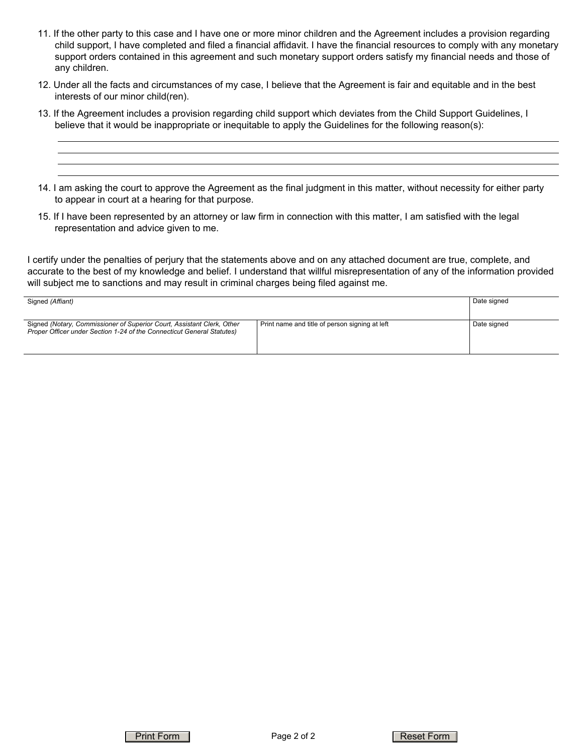11. If the other party to this case and I have one or more minor children and the Agreement includes a provision regarding child support, I have completed and filed a financial affidavit. I have the financial resources to comply with any monetary support orders contained in this agreement and such monetary support orders satisfy my financial needs and those of any children.

12. Under all the facts and circumstances of my case, I believe that the Agreement is fair and equitable and in the best interests of our minor child(ren).

13. If the Agreement includes a provision regarding child support which deviates from the Child Support Guidelines, I believe that it would be inappropriate or inequitable to apply the Guidelines for the following reason(s):

    ______________________________________________________________________________
    ______________________________________________________________________________
    ______________________________________________________________________________
    ______________________________________________________________________________

14. I am asking the court to approve the Agreement as the final judgment in this matter, without necessity for either party to appear in court at a hearing for that purpose.

15. If I have been represented by an attorney or law firm in connection with this matter, I am satisfied with the legal representation and advice given to me.

I certify under the penalties of perjury that the statements above and on any attached document are true, complete, and accurate to the best of my knowledge and belief. I understand that willful misrepresentation of any of the information provided will subject me to sanctions and may result in criminal charges being filed against me.

| | | |
|---|---|---|
| Signed *(Affiant)* | | Date signed |
| Signed *(Notary, Commissioner of Superior Court, Assistant Clerk, Other Proper Officer under Section 1-24 of the Connecticut General Statutes)* | Print name and title of person signing at left | Date signed |

Print Form

Reset Form